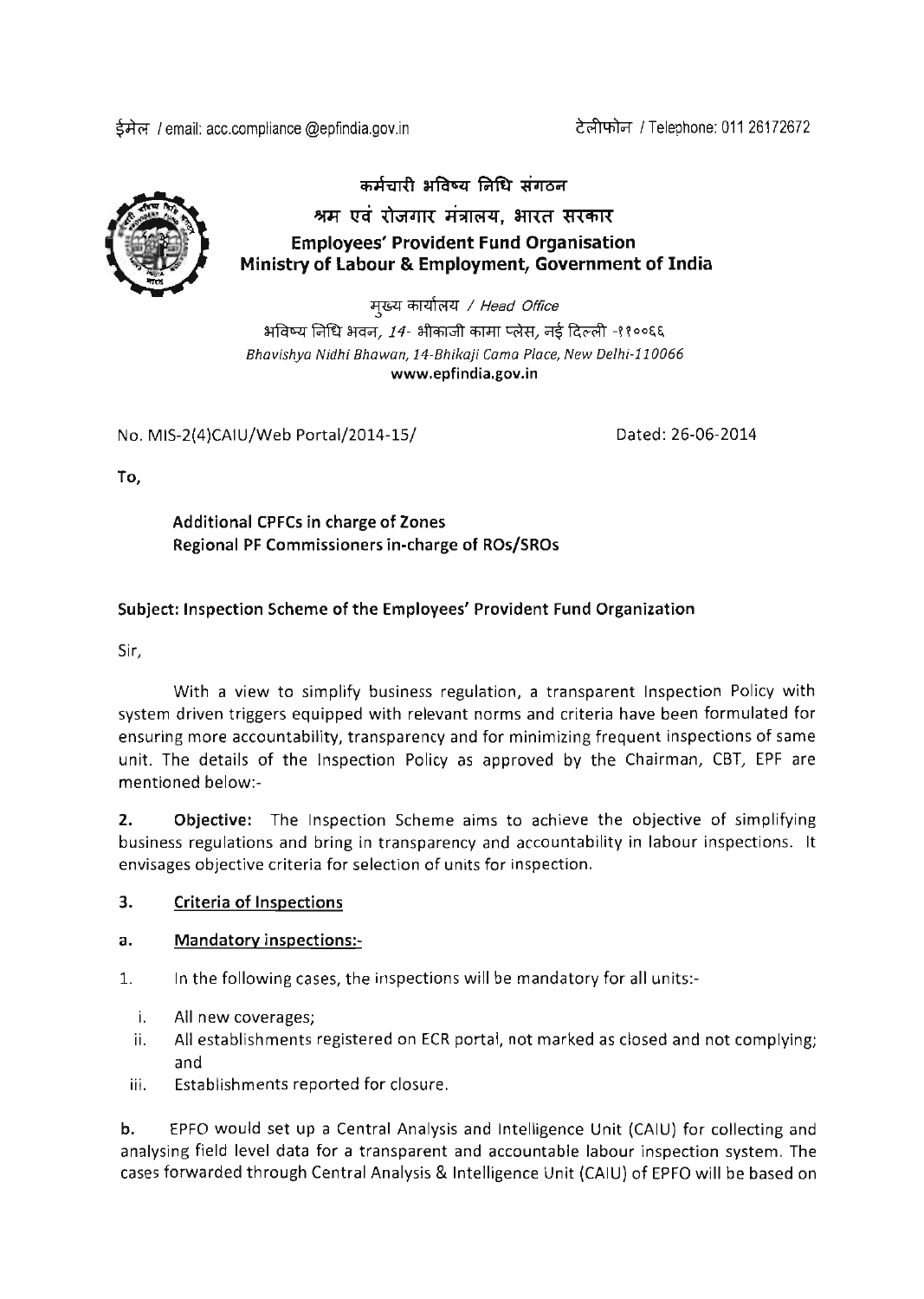ईमेल / email: acc.compliance @epfindia.gov.in

टेलीफोन / Telephone: 011 26172672

# कर्मचारी भविष्य निधि संगठन

## श्रम एवं रोजगार मंत्रालय, भारत सरकार

## Employees' Provident Fund Organisation
## Ministry of Labour & Employment, Government of India

मुख्य कार्यालय / *Head Office*

भविष्य निधि भवन, *14*- भीकाजी कामा प्लेस, नई दिल्ली -११००६६

*Bhavishya Nidhi Bhawan, 14-Bhikaji Cama Place, New Delhi-110066*

**www.epfindia.gov.in**

No. MIS-2(4)CAIU/Web Portal/2014-15/

Dated: 26-06-2014

**To,**

**Additional CPFCs in charge of Zones**
**Regional PF Commissioners in-charge of ROs/SROs**

**Subject: Inspection Scheme of the Employees' Provident Fund Organization**

Sir,

With a view to simplify business regulation, a transparent Inspection Policy with system driven triggers equipped with relevant norms and criteria have been formulated for ensuring more accountability, transparency and for minimizing frequent inspections of same unit. The details of the Inspection Policy as approved by the Chairman, CBT, EPF are mentioned below:-

**2. Objective:** The Inspection Scheme aims to achieve the objective of simplifying business regulations and bring in transparency and accountability in labour inspections. It envisages objective criteria for selection of units for inspection.

**3. Criteria of Inspections**

**a. Mandatory inspections:-**

1. In the following cases, the inspections will be mandatory for all units:-

   i. All new coverages;
   ii. All establishments registered on ECR portal, not marked as closed and not complying; and
   iii. Establishments reported for closure.

**b.** EPFO would set up a Central Analysis and Intelligence Unit (CAIU) for collecting and analysing field level data for a transparent and accountable labour inspection system. The cases forwarded through Central Analysis & Intelligence Unit (CAIU) of EPFO will be based on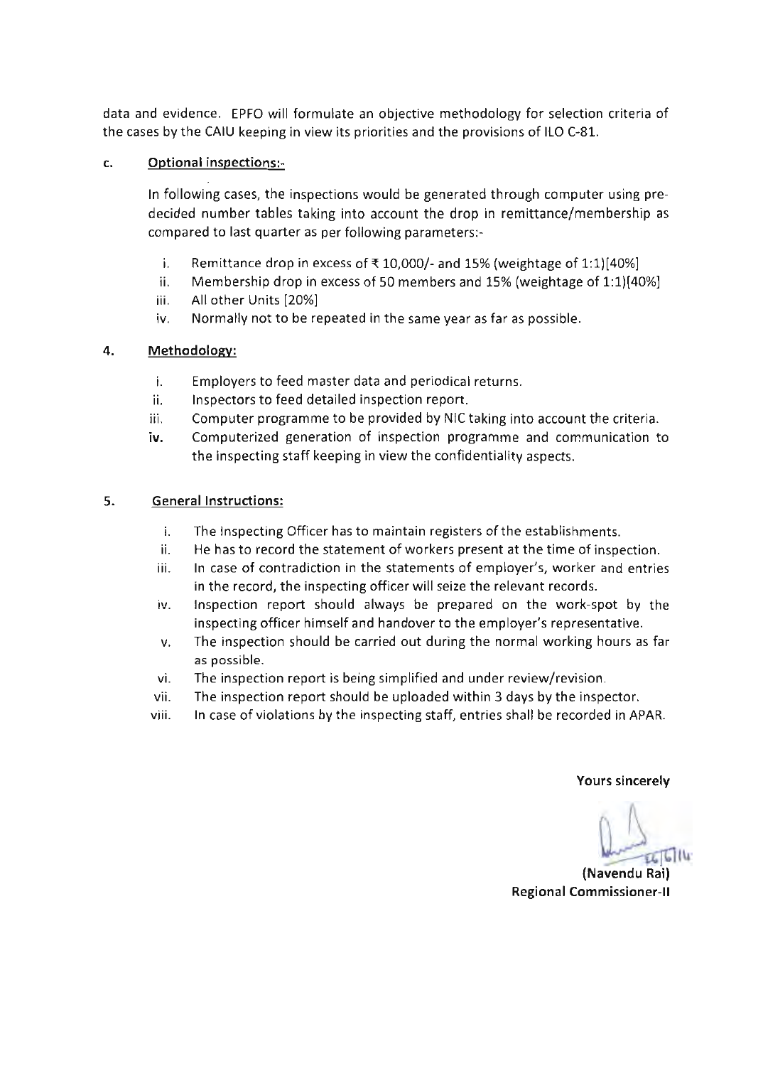data and evidence. EPFO will formulate an objective methodology for selection criteria of the cases by the CAIU keeping in view its priorities and the provisions of ILO C-81.

c. **Optional inspections:-**

In following cases, the inspections would be generated through computer using pre-decided number tables taking into account the drop in remittance/membership as compared to last quarter as per following parameters:-

i. Remittance drop in excess of ₹ 10,000/- and 15% (weightage of 1:1)[40%]
ii. Membership drop in excess of 50 members and 15% (weightage of 1:1)[40%]
iii. All other Units [20%]
iv. Normally not to be repeated in the same year as far as possible.

## 4. Methodology:

i. Employers to feed master data and periodical returns.
ii. Inspectors to feed detailed inspection report.
iii. Computer programme to be provided by NIC taking into account the criteria.
iv. Computerized generation of inspection programme and communication to the inspecting staff keeping in view the confidentiality aspects.

## 5. General Instructions:

i. The Inspecting Officer has to maintain registers of the establishments.
ii. He has to record the statement of workers present at the time of inspection.
iii. In case of contradiction in the statements of employer's, worker and entries in the record, the inspecting officer will seize the relevant records.
iv. Inspection report should always be prepared on the work-spot by the inspecting officer himself and handover to the employer's representative.
v. The inspection should be carried out during the normal working hours as far as possible.
vi. The inspection report is being simplified and under review/revision.
vii. The inspection report should be uploaded within 3 days by the inspector.
viii. In case of violations by the inspecting staff, entries shall be recorded in APAR.

**Yours sincerely**

16/6/14

**(Navendu Rai)**
**Regional Commissioner-II**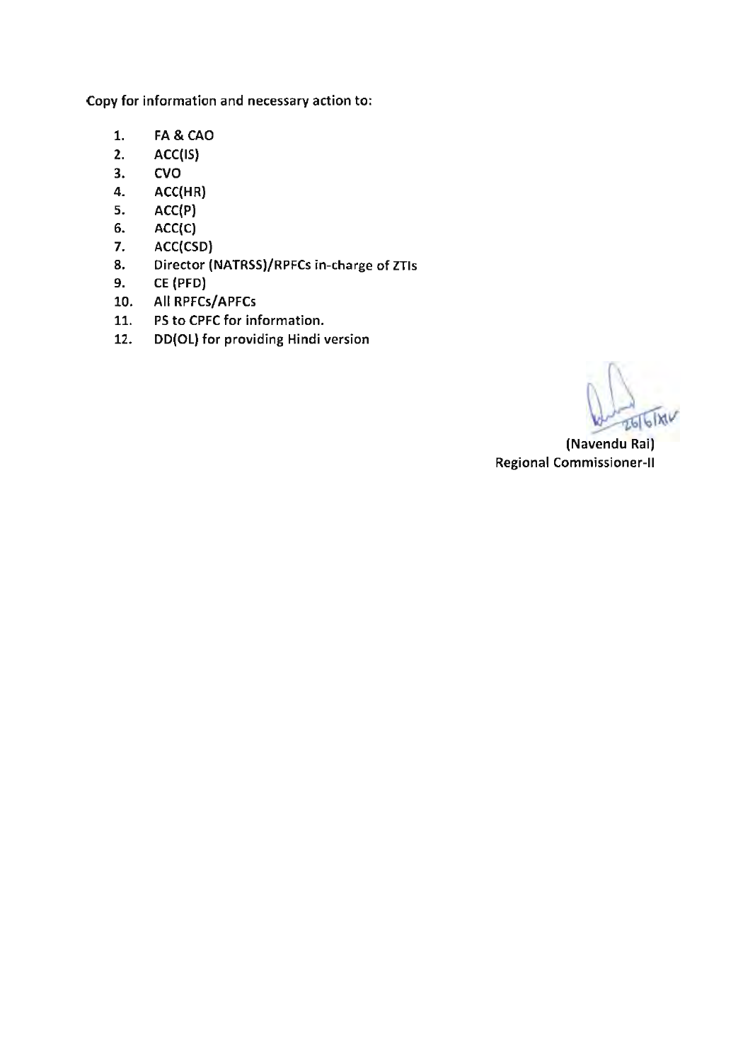Copy for information and necessary action to:

1. FA & CAO
2. ACC(IS)
3. CVO
4. ACC(HR)
5. ACC(P)
6. ACC(C)
7. ACC(CSD)
8. Director (NATRSS)/RPFCs in-charge of ZTIs
9. CE (PFD)
10. All RPFCs/APFCs
11. PS to CPFC for information.
12. DD(OL) for providing Hindi version

26/6/XIV

(Navendu Rai)
Regional Commissioner-II